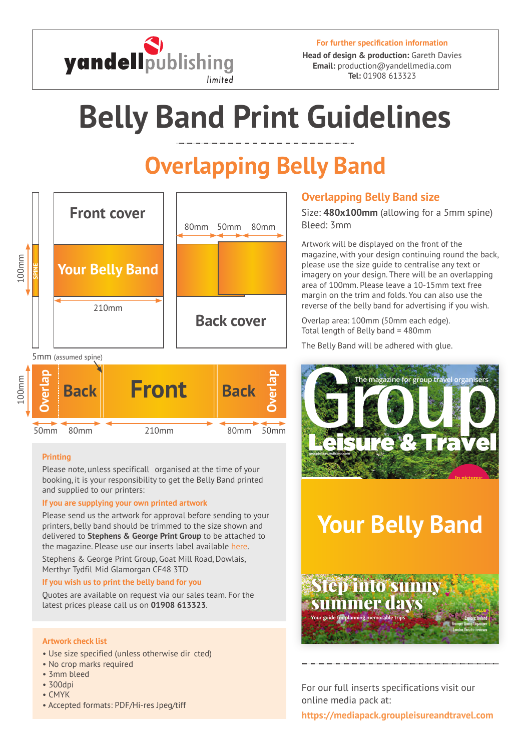yandell publishing limited

**For further specification information**

**Head of design & production:** Gareth Davies
**Email:** production@yandellmedia.com
**Tel:** 01908 613323

# Belly Band Print Guidelines

## Overlapping Belly Band

### Overlapping Belly Band size

Size: **480x100mm** (allowing for a 5mm spine)
Bleed: 3mm

Artwork will be displayed on the front of the magazine, with your design continuing round the back, please use the size guide to centralise any text or imagery on your design. There will be an overlapping area of 100mm. Please leave a 10-15mm text free margin on the trim and folds. You can also use the reverse of the belly band for advertising if you wish.

Overlap area: 100mm (50mm each edge).
Total length of Belly band = 480mm

The Belly Band will be adhered with glue.

Front cover | Your Belly Band | 210mm | 100mm | SPINE

80mm | 50mm | 80mm | Back cover

5mm (assumed spine)

| Overlap | Back | Front | Back | Overlap |
|---|---|---|---|---|
| 50mm | 80mm | 210mm | 80mm | 50mm |

100mm

### Printing

Please note, unless specificall organised at the time of your booking, it is your responsibility to get the Belly Band printed and supplied to our printers:

**If you are supplying your own printed artwork**

Please send us the artwork for approval before sending to your printers, belly band should be trimmed to the size shown and delivered to **Stephens & George Print Group** to be attached to the magazine. Please use our inserts label available here.

Stephens & George Print Group, Goat Mill Road, Dowlais, Merthyr Tydfil Mid Glamorgan CF48 3TD

**If you wish us to print the belly band for you**

Quotes are available on request via our sales team. For the latest prices please call us on **01908 613323**.

### Artwork check list

- Use size specified (unless otherwise dir cted)
- No crop marks required
- 3mm bleed
- 300dpi
- CMYK
- Accepted formats: PDF/Hi-res Jpeg/tiff

For our full inserts specifications visit our online media pack at:
**https://mediapack.groupleisureandtravel.com**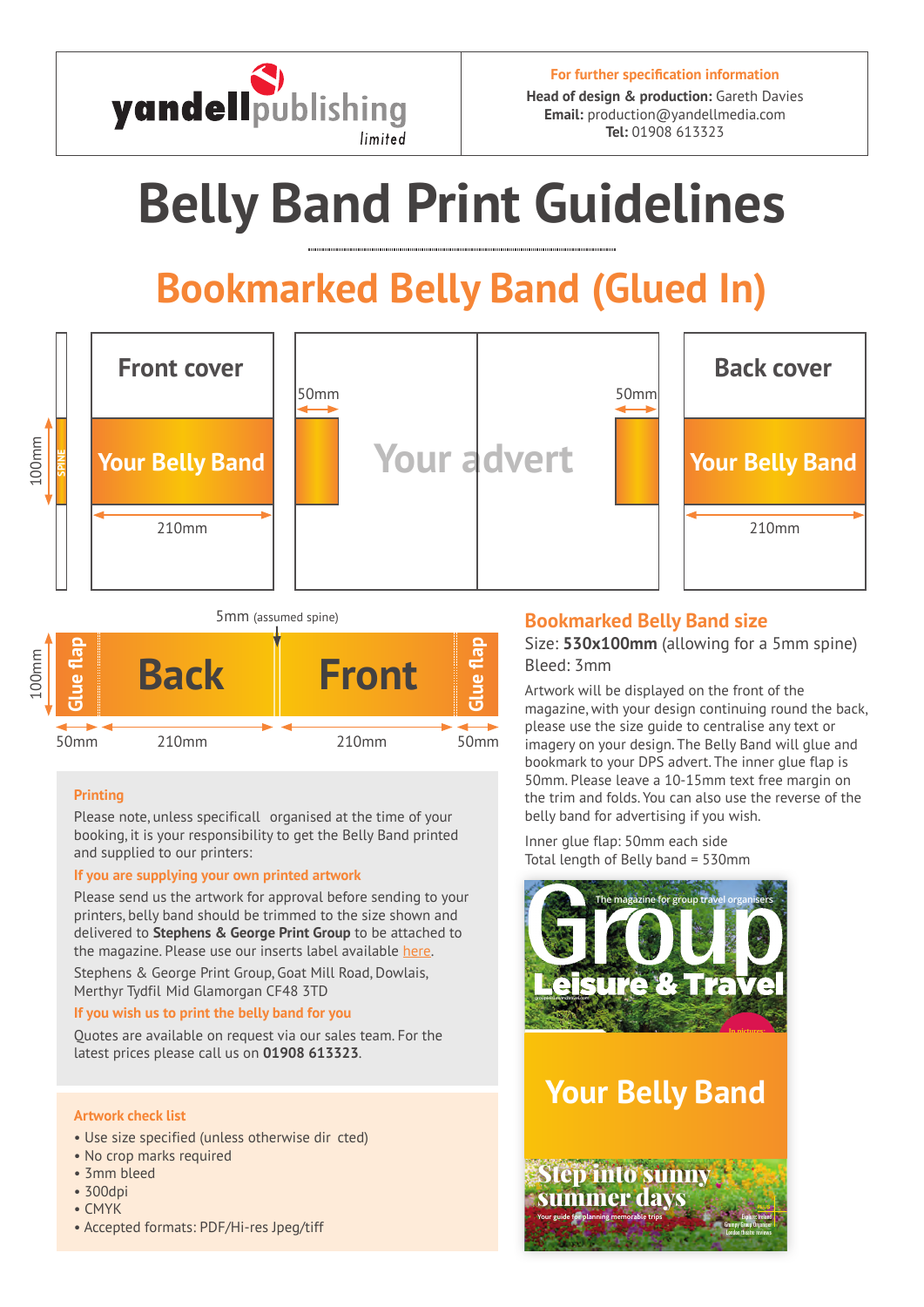yandellpublishing limited

**For further specification information**
**Head of design & production:** Gareth Davies
**Email:** production@yandellmedia.com
**Tel:** 01908 613323

# Belly Band Print Guidelines

## Bookmarked Belly Band (Glued In)

Front cover

Your Belly Band

210mm

100mm

SPINE

50mm

Your advert

50mm

Back cover

Your Belly Band

210mm

5mm (assumed spine)

100mm

Glue flap | Back | Front | Glue flap

50mm 210mm 210mm 50mm

### Bookmarked Belly Band size

Size: **530x100mm** (allowing for a 5mm spine)
Bleed: 3mm

Artwork will be displayed on the front of the magazine, with your design continuing round the back, please use the size guide to centralise any text or imagery on your design. The Belly Band will glue and bookmark to your DPS advert. The inner glue flap is 50mm. Please leave a 10-15mm text free margin on the trim and folds. You can also use the reverse of the belly band for advertising if you wish.

Inner glue flap: 50mm each side
Total length of Belly band = 530mm

The magazine for group travel organisers

Group Leisure & Travel

Your Belly Band

Step into sunny summer days

Your guide for planning memorable trips

### Printing

Please note, unless specificall organised at the time of your booking, it is your responsibility to get the Belly Band printed and supplied to our printers:

**If you are supplying your own printed artwork**

Please send us the artwork for approval before sending to your printers, belly band should be trimmed to the size shown and delivered to **Stephens & George Print Group** to be attached to the magazine. Please use our inserts label available here.

Stephens & George Print Group, Goat Mill Road, Dowlais, Merthyr Tydfil Mid Glamorgan CF48 3TD

**If you wish us to print the belly band for you**

Quotes are available on request via our sales team. For the latest prices please call us on **01908 613323**.

### Artwork check list

- Use size specified (unless otherwise dir cted)
- No crop marks required
- 3mm bleed
- 300dpi
- CMYK
- Accepted formats: PDF/Hi-res Jpeg/tiff